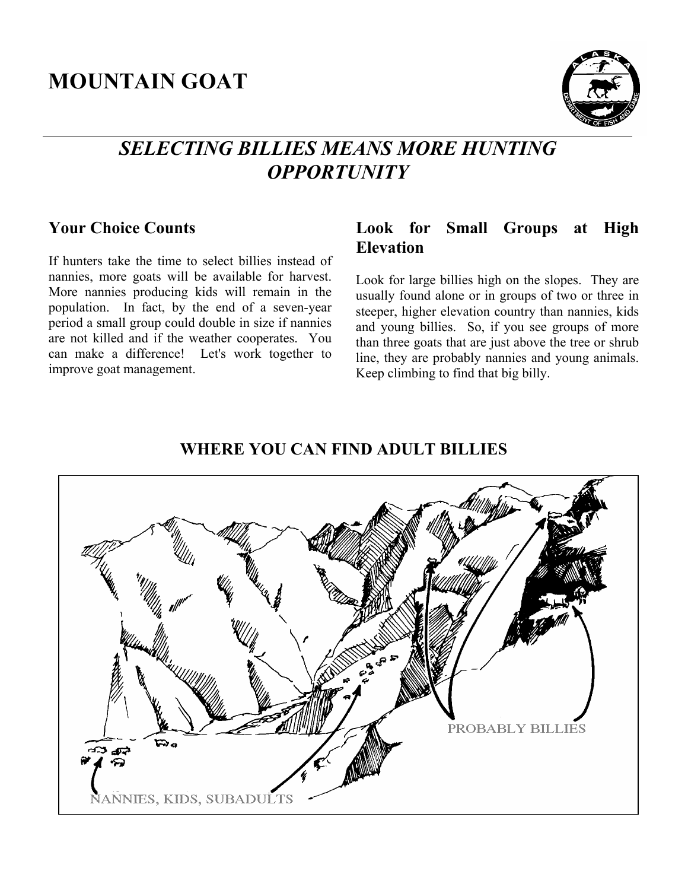# MOUNTAIN GOAT

## *SELECTING BILLIES MEANS MORE HUNTING OPPORTUNITY*

### Your Choice Counts

If hunters take the time to select billies instead of nannies, more goats will be available for harvest. More nannies producing kids will remain in the population. In fact, by the end of a seven-year period a small group could double in size if nannies are not killed and if the weather cooperates. You can make a difference! Let's work together to improve goat management.

### Look for Small Groups at High Elevation

Look for large billies high on the slopes. They are usually found alone or in groups of two or three in steeper, higher elevation country than nannies, kids and young billies. So, if you see groups of more than three goats that are just above the tree or shrub line, they are probably nannies and young animals. Keep climbing to find that big billy.

### WHERE YOU CAN FIND ADULT BILLIES

PROBABLY BILLIES

NANNIES, KIDS, SUBADULTS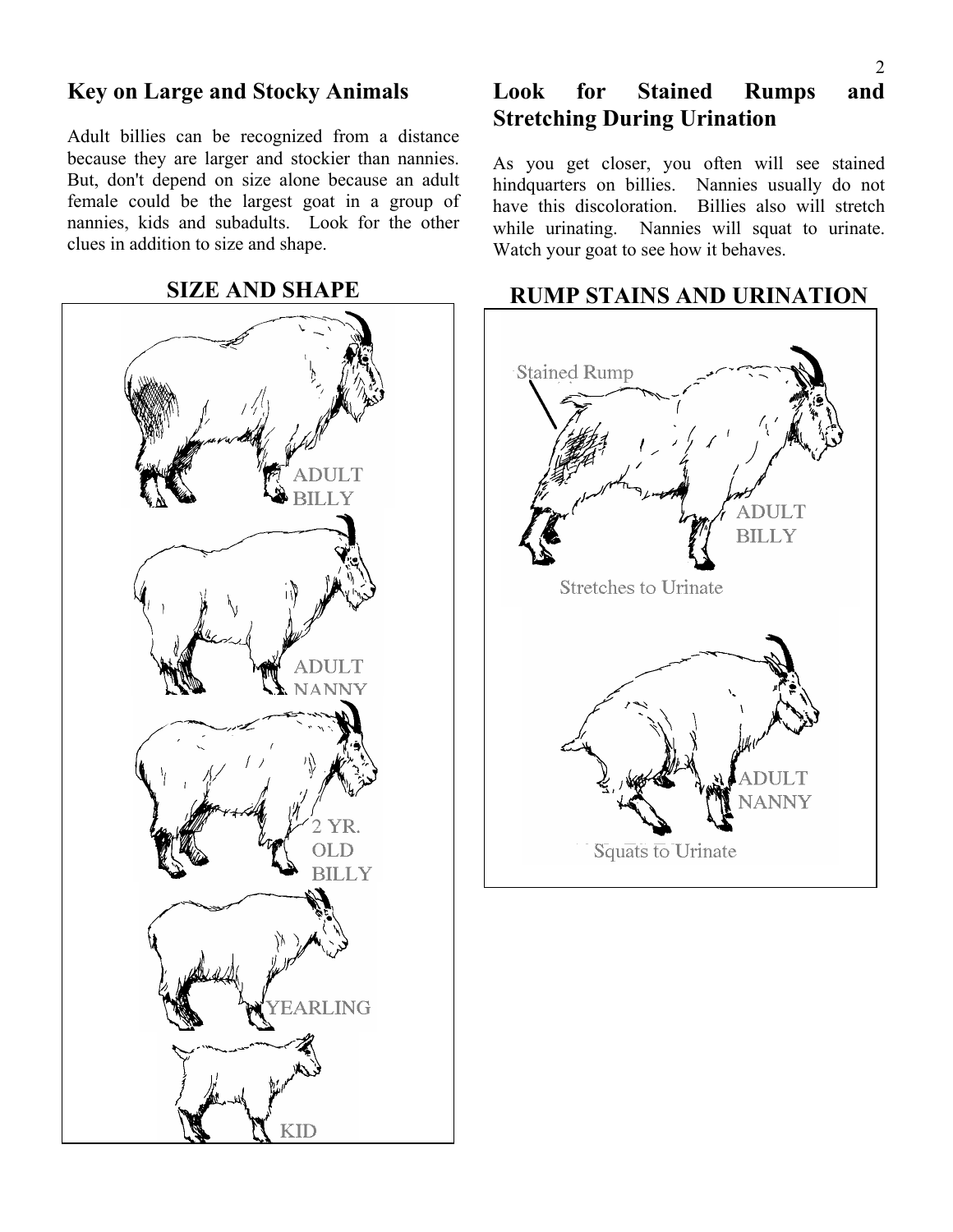## Key on Large and Stocky Animals

Adult billies can be recognized from a distance because they are larger and stockier than nannies. But, don't depend on size alone because an adult female could be the largest goat in a group of nannies, kids and subadults. Look for the other clues in addition to size and shape.

### SIZE AND SHAPE

ADULT BILLY

ADULT NANNY

2 YR. OLD BILLY

YEARLING

KID

## Look for Stained Rumps and Stretching During Urination

As you get closer, you often will see stained hindquarters on billies. Nannies usually do not have this discoloration. Billies also will stretch while urinating. Nannies will squat to urinate. Watch your goat to see how it behaves.

### RUMP STAINS AND URINATION

Stained Rump

ADULT BILLY

Stretches to Urinate

ADULT NANNY

Squats to Urinate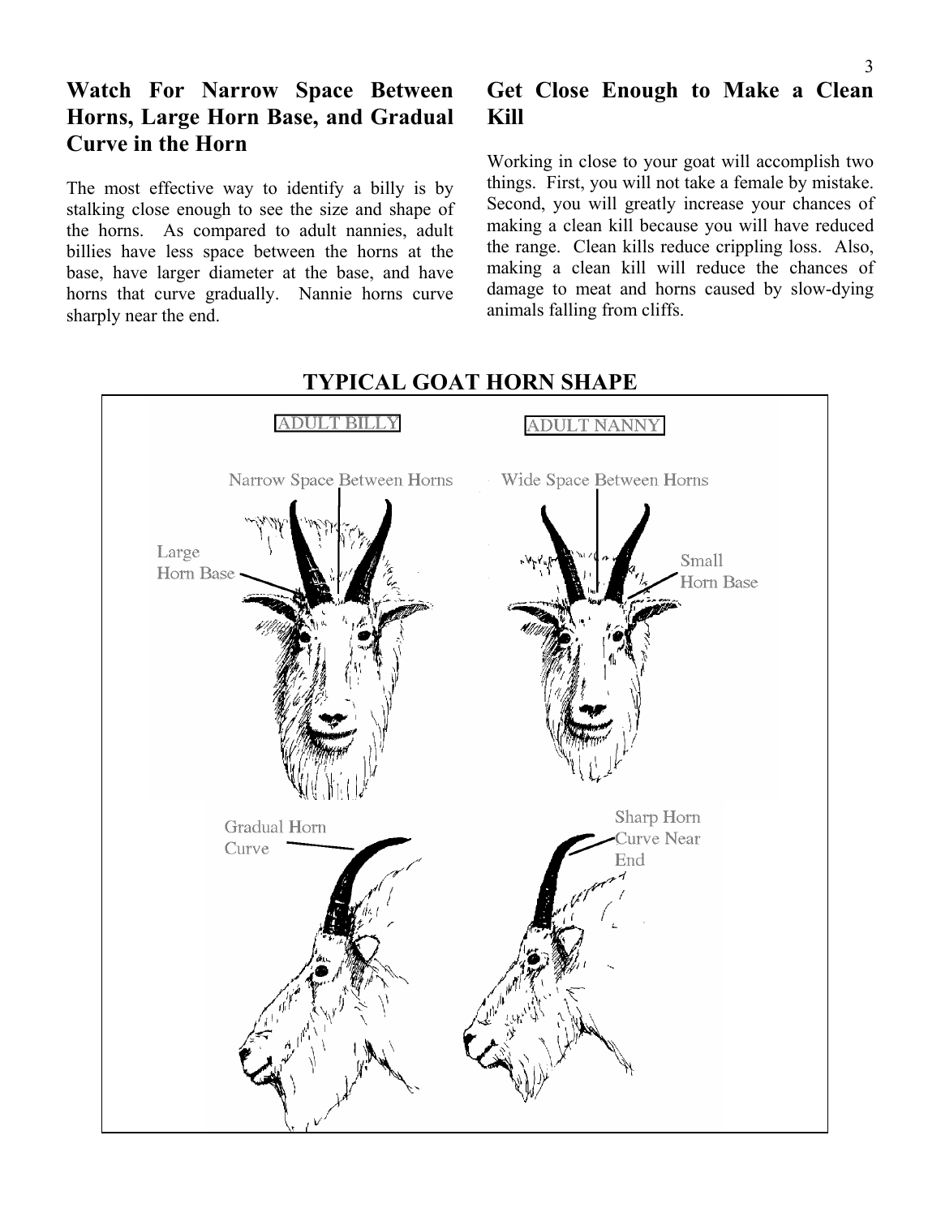## Watch For Narrow Space Between Horns, Large Horn Base, and Gradual Curve in the Horn

The most effective way to identify a billy is by stalking close enough to see the size and shape of the horns. As compared to adult nannies, adult billies have less space between the horns at the base, have larger diameter at the base, and have horns that curve gradually. Nannie horns curve sharply near the end.

## Get Close Enough to Make a Clean Kill

Working in close to your goat will accomplish two things. First, you will not take a female by mistake. Second, you will greatly increase your chances of making a clean kill because you will have reduced the range. Clean kills reduce crippling loss. Also, making a clean kill will reduce the chances of damage to meat and horns caused by slow-dying animals falling from cliffs.

### TYPICAL GOAT HORN SHAPE

ADULT BILLY

Narrow Space Between Horns

Large Horn Base

Gradual Horn Curve

ADULT NANNY

Wide Space Between Horns

Small Horn Base

Sharp Horn Curve Near End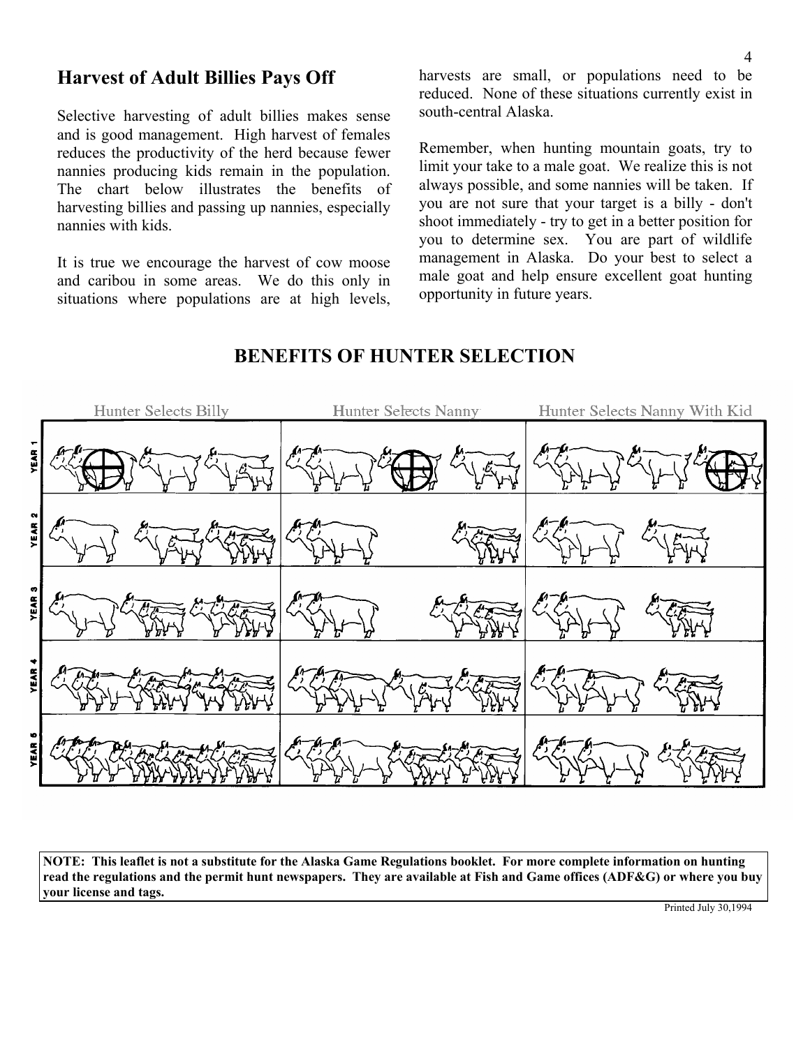## Harvest of Adult Billies Pays Off

Selective harvesting of adult billies makes sense and is good management. High harvest of females reduces the productivity of the herd because fewer nannies producing kids remain in the population. The chart below illustrates the benefits of harvesting billies and passing up nannies, especially nannies with kids.

It is true we encourage the harvest of cow moose and caribou in some areas. We do this only in situations where populations are at high levels, harvests are small, or populations need to be reduced. None of these situations currently exist in south-central Alaska.

Remember, when hunting mountain goats, try to limit your take to a male goat. We realize this is not always possible, and some nannies will be taken. If you are not sure that your target is a billy - don't shoot immediately - try to get in a better position for you to determine sex. You are part of wildlife management in Alaska. Do your best to select a male goat and help ensure excellent goat hunting opportunity in future years.

## BENEFITS OF HUNTER SELECTION

Hunter Selects Billy

Hunter Selects Nanny

Hunter Selects Nanny With Kid

YEAR 1

YEAR 2

YEAR 3

YEAR 4

YEAR 5

**NOTE: This leaflet is not a substitute for the Alaska Game Regulations booklet. For more complete information on hunting read the regulations and the permit hunt newspapers. They are available at Fish and Game offices (ADF&G) or where you buy your license and tags.**

Printed July 30,1994